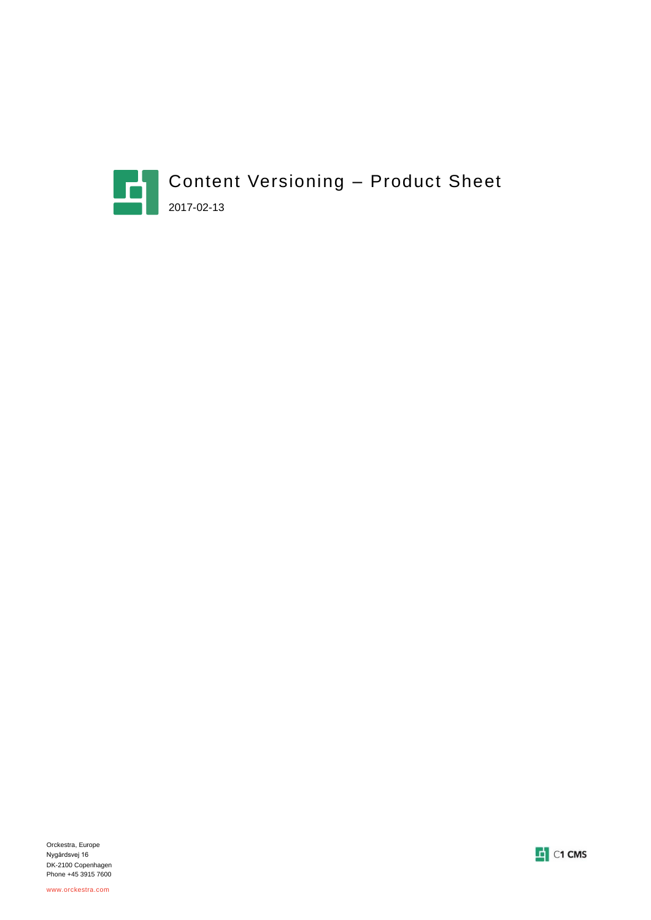# Content Versioning – Product Sheet

2017-02-13

Orckestra, Europe
Nygårdsvej 16
DK-2100 Copenhagen
Phone +45 3915 7600

www.orckestra.com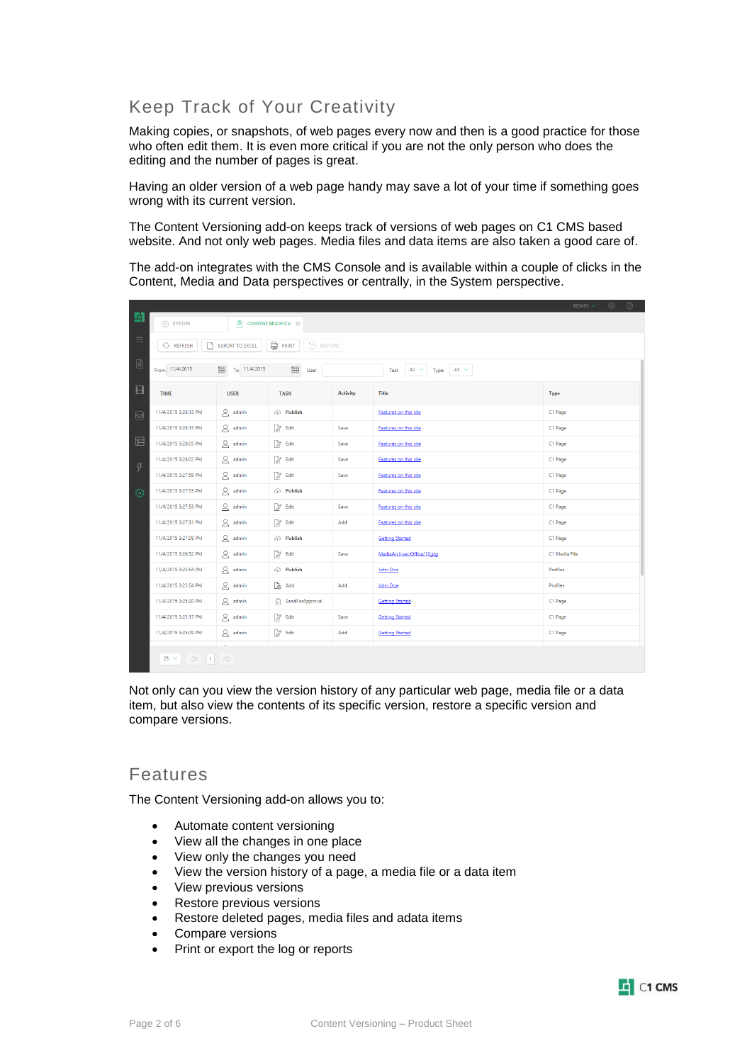## Keep Track of Your Creativity

Making copies, or snapshots, of web pages every now and then is a good practice for those who often edit them. It is even more critical if you are not the only person who does the editing and the number of pages is great.

Having an older version of a web page handy may save a lot of your time if something goes wrong with its current version.

The Content Versioning add-on keeps track of versions of web pages on C1 CMS based website. And not only web pages. Media files and data items are also taken a good care of.

The add-on integrates with the CMS Console and is available within a couple of clicks in the Content, Media and Data perspectives or centrally, in the System perspective.

Not only can you view the version history of any particular web page, media file or a data item, but also view the contents of its specific version, restore a specific version and compare versions.

## Features

The Content Versioning add-on allows you to:

- Automate content versioning
- View all the changes in one place
- View only the changes you need
- View the version history of a page, a media file or a data item
- View previous versions
- Restore previous versions
- Restore deleted pages, media files and adata items
- Compare versions
- Print or export the log or reports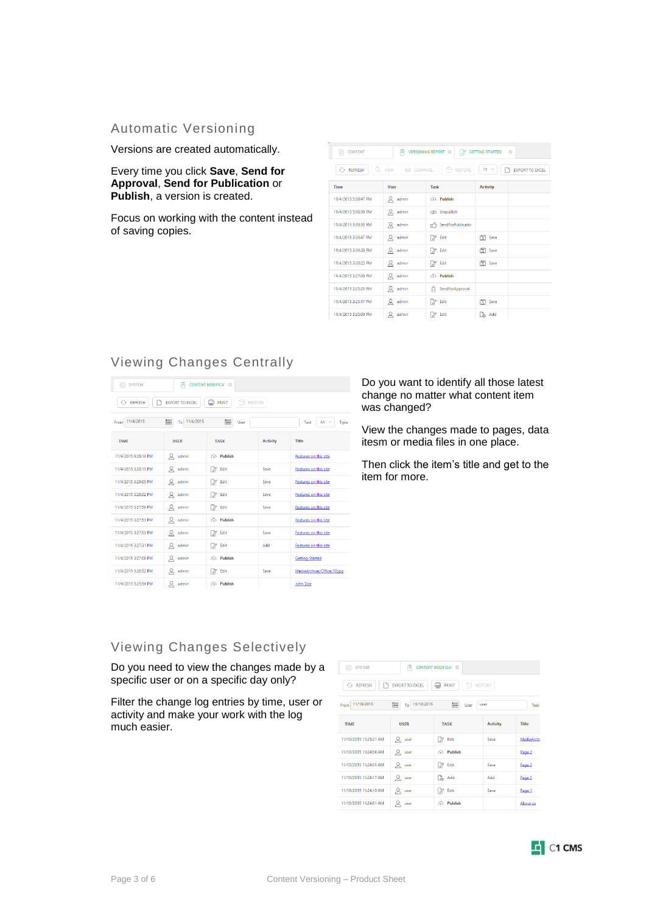## Automatic Versioning

Versions are created automatically.

Every time you click **Save**, **Send for Approval**, **Send for Publication** or **Publish**, a version is created.

Focus on working with the content instead of saving copies.

## Viewing Changes Centrally

Do you want to identify all those latest change no matter what content item was changed?

View the changes made to pages, data itesm or media files in one place.

Then click the item's title and get to the item for more.

## Viewing Changes Selectively

Do you need to view the changes made by a specific user or on a specific day only?

Filter the change log entries by time, user or activity and make your work with the log much easier.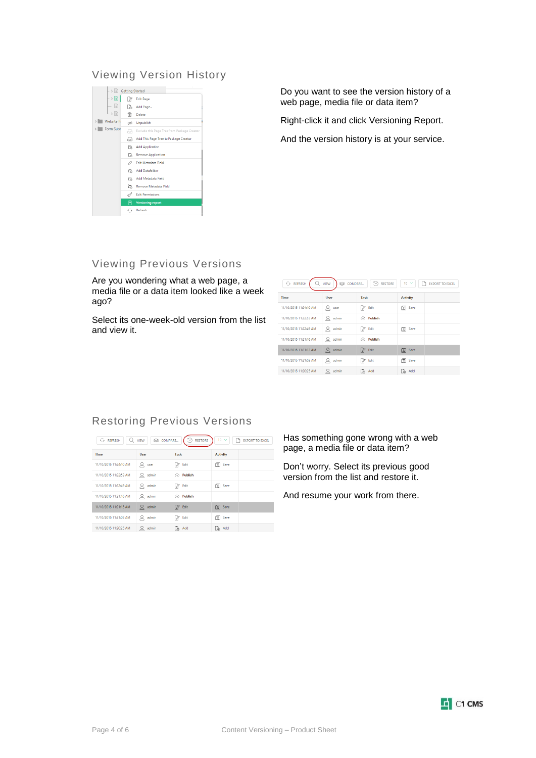## Viewing Version History

Do you want to see the version history of a web page, media file or data item?

Right-click it and click Versioning Report.

And the version history is at your service.

## Viewing Previous Versions

Are you wondering what a web page, a media file or a data item looked like a week ago?

Select its one-week-old version from the list and view it.

## Restoring Previous Versions

Has something gone wrong with a web page, a media file or data item?

Don't worry. Select its previous good version from the list and restore it.

And resume your work from there.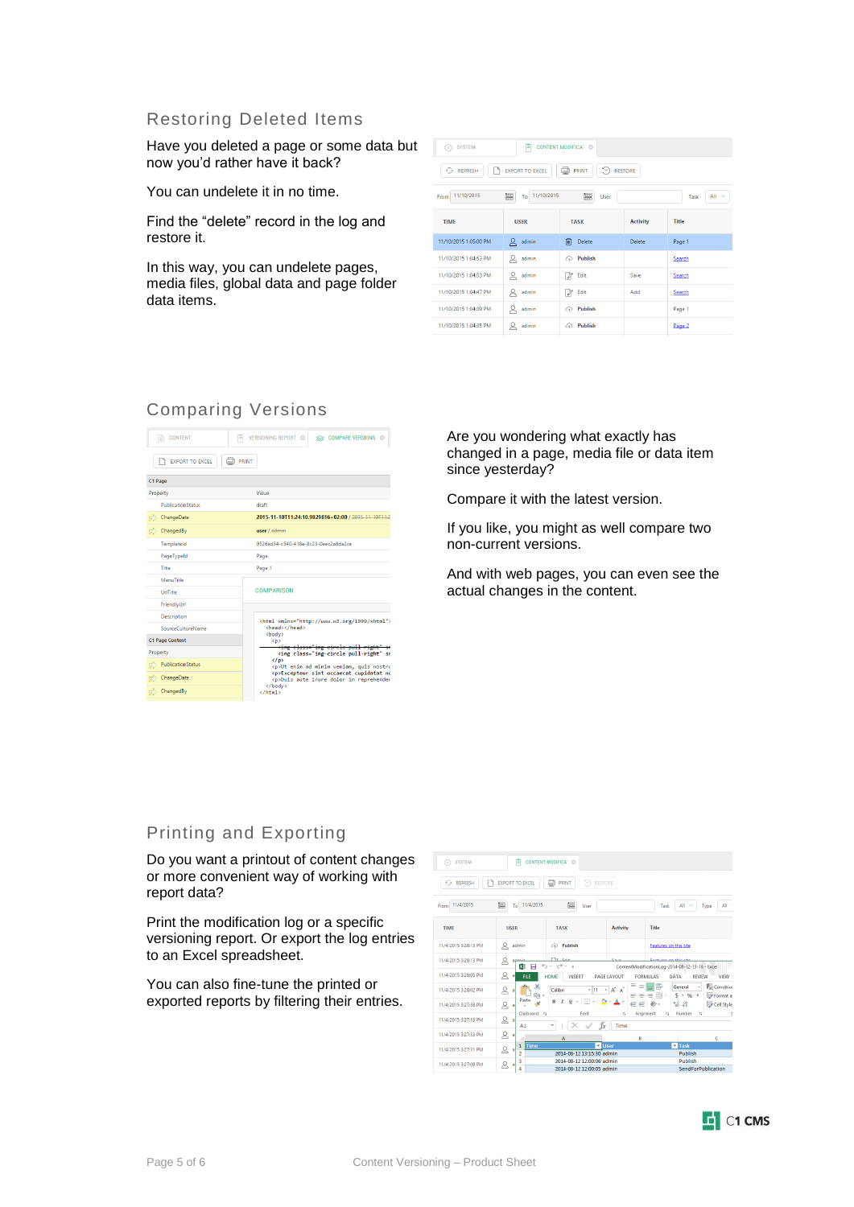## Restoring Deleted Items

Have you deleted a page or some data but now you'd rather have it back?

You can undelete it in no time.

Find the "delete" record in the log and restore it.

In this way, you can undelete pages, media files, global data and page folder data items.

## Comparing Versions

Are you wondering what exactly has changed in a page, media file or data item since yesterday?

Compare it with the latest version.

If you like, you might as well compare two non-current versions.

And with web pages, you can even see the actual changes in the content.

## Printing and Exporting

Do you want a printout of content changes or more convenient way of working with report data?

Print the modification log or a specific versioning report. Or export the log entries to an Excel spreadsheet.

You can also fine-tune the printed or exported reports by filtering their entries.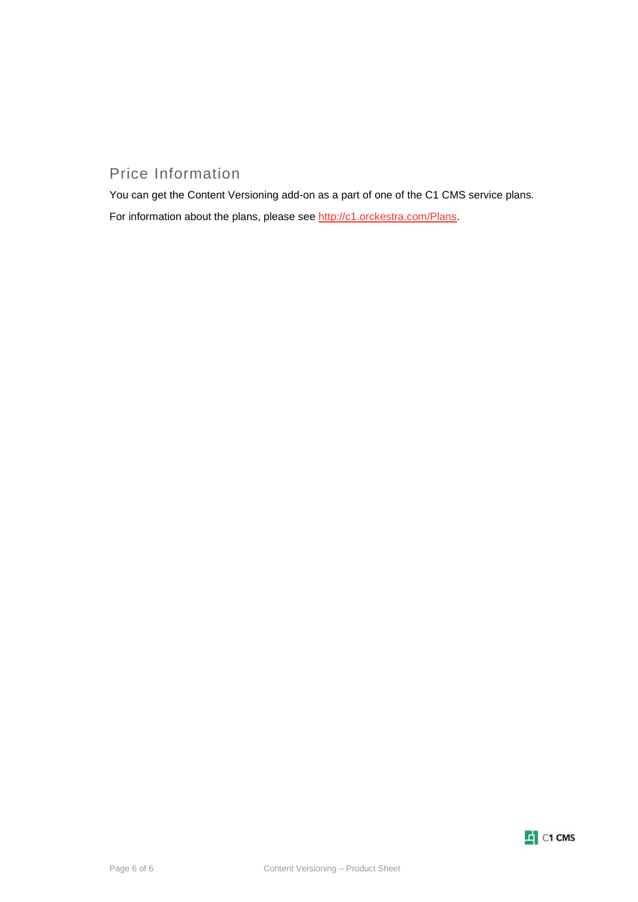## Price Information

You can get the Content Versioning add-on as a part of one of the C1 CMS service plans.

For information about the plans, please see http://c1.orckestra.com/Plans.